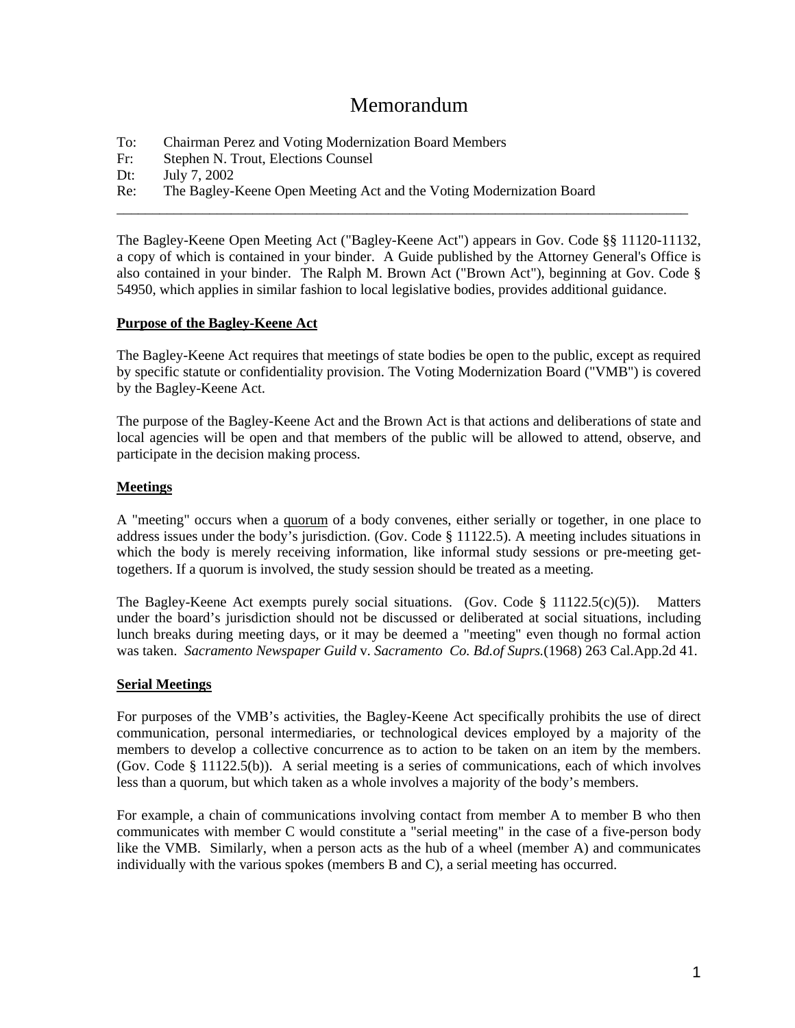# Memorandum

To: Chairman Perez and Voting Modernization Board Members
Fr: Stephen N. Trout, Elections Counsel
Dt: July 7, 2002
Re: The Bagley-Keene Open Meeting Act and the Voting Modernization Board

---

The Bagley-Keene Open Meeting Act ("Bagley-Keene Act") appears in Gov. Code §§ 11120-11132, a copy of which is contained in your binder. A Guide published by the Attorney General's Office is also contained in your binder. The Ralph M. Brown Act ("Brown Act"), beginning at Gov. Code § 54950, which applies in similar fashion to local legislative bodies, provides additional guidance.

**Purpose of the Bagley-Keene Act**

The Bagley-Keene Act requires that meetings of state bodies be open to the public, except as required by specific statute or confidentiality provision. The Voting Modernization Board ("VMB") is covered by the Bagley-Keene Act.

The purpose of the Bagley-Keene Act and the Brown Act is that actions and deliberations of state and local agencies will be open and that members of the public will be allowed to attend, observe, and participate in the decision making process.

**Meetings**

A "meeting" occurs when a quorum of a body convenes, either serially or together, in one place to address issues under the body's jurisdiction. (Gov. Code § 11122.5). A meeting includes situations in which the body is merely receiving information, like informal study sessions or pre-meeting get-togethers. If a quorum is involved, the study session should be treated as a meeting.

The Bagley-Keene Act exempts purely social situations. (Gov. Code § 11122.5(c)(5)). Matters under the board's jurisdiction should not be discussed or deliberated at social situations, including lunch breaks during meeting days, or it may be deemed a "meeting" even though no formal action was taken. *Sacramento Newspaper Guild* v. *Sacramento Co. Bd.of Suprs.*(1968) 263 Cal.App.2d 41.

**Serial Meetings**

For purposes of the VMB's activities, the Bagley-Keene Act specifically prohibits the use of direct communication, personal intermediaries, or technological devices employed by a majority of the members to develop a collective concurrence as to action to be taken on an item by the members. (Gov. Code § 11122.5(b)). A serial meeting is a series of communications, each of which involves less than a quorum, but which taken as a whole involves a majority of the body's members.

For example, a chain of communications involving contact from member A to member B who then communicates with member C would constitute a "serial meeting" in the case of a five-person body like the VMB. Similarly, when a person acts as the hub of a wheel (member A) and communicates individually with the various spokes (members B and C), a serial meeting has occurred.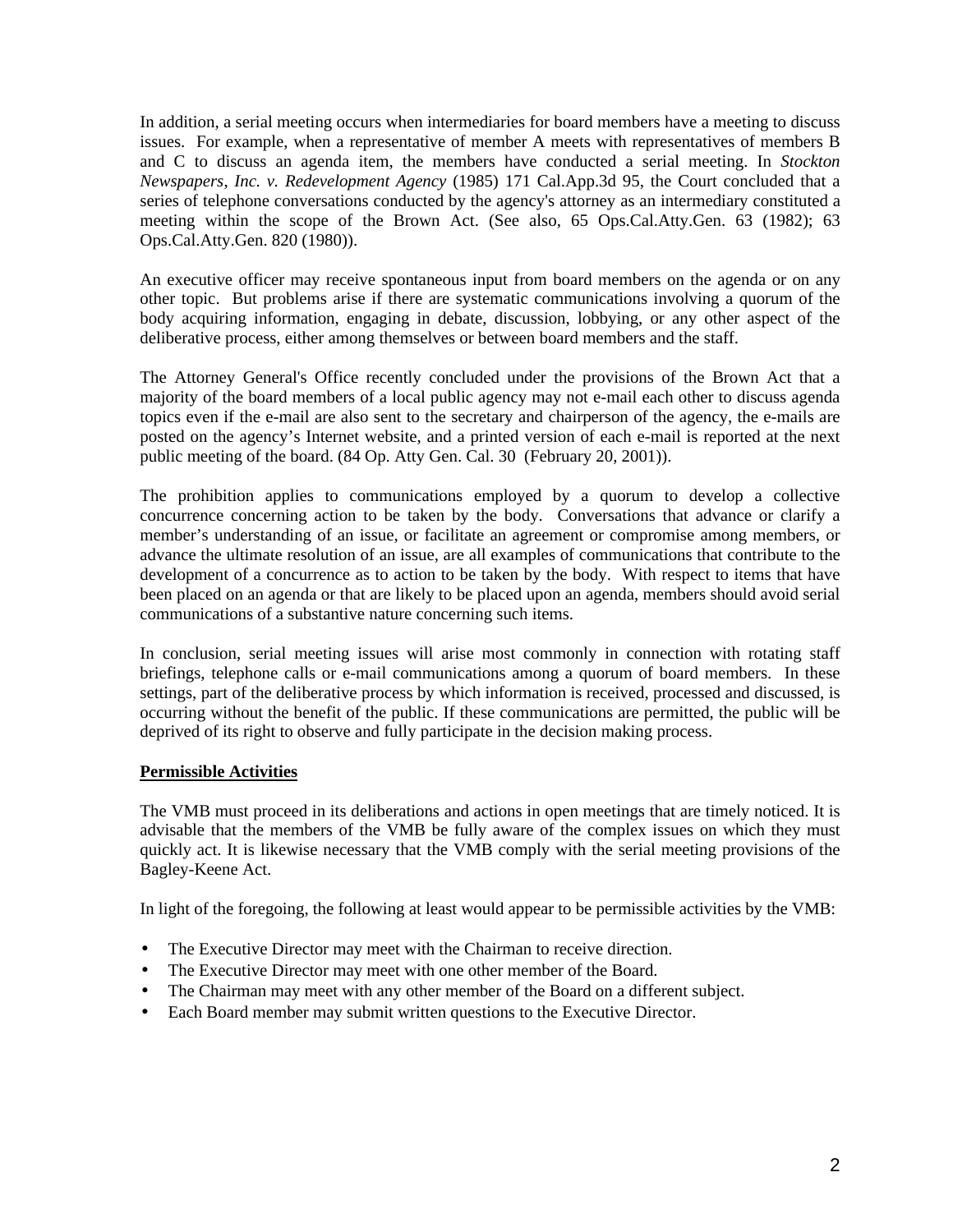In addition, a serial meeting occurs when intermediaries for board members have a meeting to discuss issues. For example, when a representative of member A meets with representatives of members B and C to discuss an agenda item, the members have conducted a serial meeting. In *Stockton Newspapers, Inc. v. Redevelopment Agency* (1985) 171 Cal.App.3d 95, the Court concluded that a series of telephone conversations conducted by the agency's attorney as an intermediary constituted a meeting within the scope of the Brown Act. (See also, 65 Ops.Cal.Atty.Gen. 63 (1982); 63 Ops.Cal.Atty.Gen. 820 (1980)).

An executive officer may receive spontaneous input from board members on the agenda or on any other topic. But problems arise if there are systematic communications involving a quorum of the body acquiring information, engaging in debate, discussion, lobbying, or any other aspect of the deliberative process, either among themselves or between board members and the staff.

The Attorney General's Office recently concluded under the provisions of the Brown Act that a majority of the board members of a local public agency may not e-mail each other to discuss agenda topics even if the e-mail are also sent to the secretary and chairperson of the agency, the e-mails are posted on the agency's Internet website, and a printed version of each e-mail is reported at the next public meeting of the board. (84 Op. Atty Gen. Cal. 30 (February 20, 2001)).

The prohibition applies to communications employed by a quorum to develop a collective concurrence concerning action to be taken by the body. Conversations that advance or clarify a member's understanding of an issue, or facilitate an agreement or compromise among members, or advance the ultimate resolution of an issue, are all examples of communications that contribute to the development of a concurrence as to action to be taken by the body. With respect to items that have been placed on an agenda or that are likely to be placed upon an agenda, members should avoid serial communications of a substantive nature concerning such items.

In conclusion, serial meeting issues will arise most commonly in connection with rotating staff briefings, telephone calls or e-mail communications among a quorum of board members. In these settings, part of the deliberative process by which information is received, processed and discussed, is occurring without the benefit of the public. If these communications are permitted, the public will be deprived of its right to observe and fully participate in the decision making process.

**Permissible Activities**

The VMB must proceed in its deliberations and actions in open meetings that are timely noticed. It is advisable that the members of the VMB be fully aware of the complex issues on which they must quickly act. It is likewise necessary that the VMB comply with the serial meeting provisions of the Bagley-Keene Act.

In light of the foregoing, the following at least would appear to be permissible activities by the VMB:

- The Executive Director may meet with the Chairman to receive direction.
- The Executive Director may meet with one other member of the Board.
- The Chairman may meet with any other member of the Board on a different subject.
- Each Board member may submit written questions to the Executive Director.